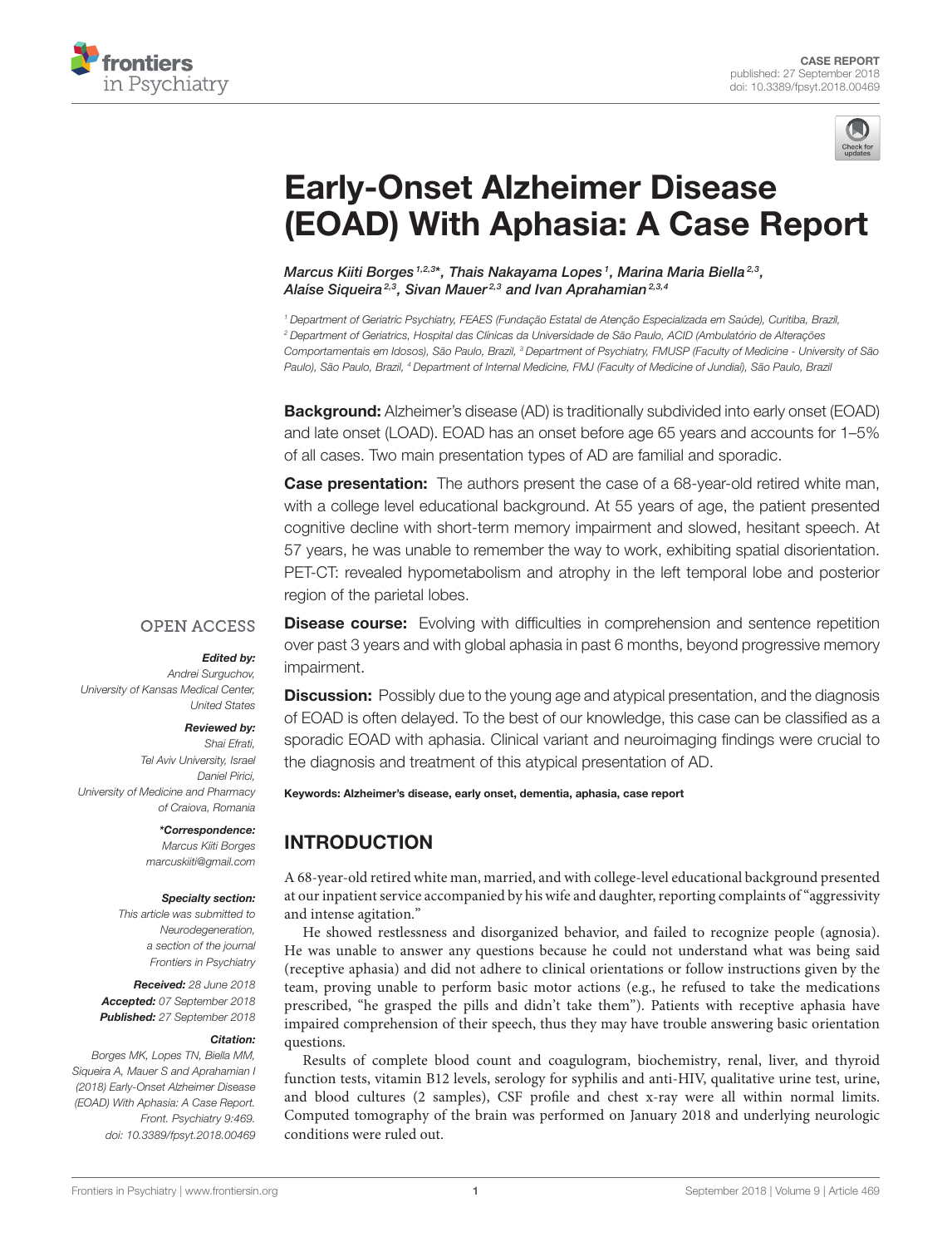CASE REPORT
published: 27 September 2018
doi: 10.3389/fpsyt.2018.00469

# Early-Onset Alzheimer Disease (EOAD) With Aphasia: A Case Report

*Marcus Kiiti Borges*[1,2,3]*, *Thais Nakayama Lopes*[1], *Marina Maria Biella*[2,3], *Alaíse Siqueira*[2,3], *Sivan Mauer*[2,3] and *Ivan Aprahamian*[2,3,4]

[1] Department of Geriatric Psychiatry, FEAES (Fundação Estatal de Atenção Especializada em Saúde), Curitiba, Brazil, [2] Department of Geriatrics, Hospital das Clínicas da Universidade de São Paulo, ACID (Ambulatório de Alterações Comportamentais em Idosos), São Paulo, Brazil, [3] Department of Psychiatry, FMUSP (Faculty of Medicine - University of São Paulo), São Paulo, Brazil, [4] Department of Internal Medicine, FMJ (Faculty of Medicine of Jundiaí), São Paulo, Brazil

**Background:** Alzheimer's disease (AD) is traditionally subdivided into early onset (EOAD) and late onset (LOAD). EOAD has an onset before age 65 years and accounts for 1–5% of all cases. Two main presentation types of AD are familial and sporadic.

**Case presentation:** The authors present the case of a 68-year-old retired white man, with a college level educational background. At 55 years of age, the patient presented cognitive decline with short-term memory impairment and slowed, hesitant speech. At 57 years, he was unable to remember the way to work, exhibiting spatial disorientation. PET-CT: revealed hypometabolism and atrophy in the left temporal lobe and posterior region of the parietal lobes.

**Disease course:** Evolving with difficulties in comprehension and sentence repetition over past 3 years and with global aphasia in past 6 months, beyond progressive memory impairment.

**Discussion:** Possibly due to the young age and atypical presentation, and the diagnosis of EOAD is often delayed. To the best of our knowledge, this case can be classified as a sporadic EOAD with aphasia. Clinical variant and neuroimaging findings were crucial to the diagnosis and treatment of this atypical presentation of AD.

**Keywords: Alzheimer's disease, early onset, dementia, aphasia, case report**

OPEN ACCESS

***Edited by:***
*Andrei Surguchov,*
*University of Kansas Medical Center, United States*

***Reviewed by:***
*Shai Efrati,*
*Tel Aviv University, Israel*
*Daniel Pirici,*
*University of Medicine and Pharmacy of Craiova, Romania*

****Correspondence:***
*Marcus Kiiti Borges*
*marcuskiiti@gmail.com*

***Specialty section:***
*This article was submitted to Neurodegeneration, a section of the journal Frontiers in Psychiatry*

***Received:*** *28 June 2018*
***Accepted:*** *07 September 2018*
***Published:*** *27 September 2018*

***Citation:***
*Borges MK, Lopes TN, Biella MM, Siqueira A, Mauer S and Aprahamian I (2018) Early-Onset Alzheimer Disease (EOAD) With Aphasia: A Case Report. Front. Psychiatry 9:469. doi: 10.3389/fpsyt.2018.00469*

## INTRODUCTION

A 68-year-old retired white man, married, and with college-level educational background presented at our inpatient service accompanied by his wife and daughter, reporting complaints of "aggressivity and intense agitation."

He showed restlessness and disorganized behavior, and failed to recognize people (agnosia). He was unable to answer any questions because he could not understand what was being said (receptive aphasia) and did not adhere to clinical orientations or follow instructions given by the team, proving unable to perform basic motor actions (e.g., he refused to take the medications prescribed, "he grasped the pills and didn't take them"). Patients with receptive aphasia have impaired comprehension of their speech, thus they may have trouble answering basic orientation questions.

Results of complete blood count and coagulogram, biochemistry, renal, liver, and thyroid function tests, vitamin B12 levels, serology for syphilis and anti-HIV, qualitative urine test, urine, and blood cultures (2 samples), CSF profile and chest x-ray were all within normal limits. Computed tomography of the brain was performed on January 2018 and underlying neurologic conditions were ruled out.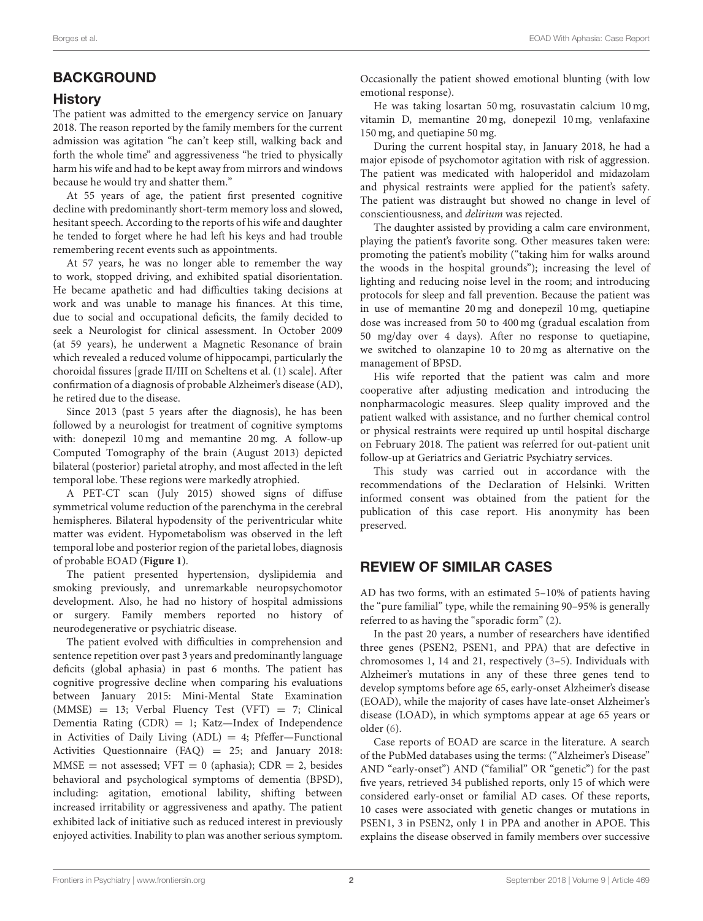## BACKGROUND

### History

The patient was admitted to the emergency service on January 2018. The reason reported by the family members for the current admission was agitation "he can't keep still, walking back and forth the whole time" and aggressiveness "he tried to physically harm his wife and had to be kept away from mirrors and windows because he would try and shatter them."

At 55 years of age, the patient first presented cognitive decline with predominantly short-term memory loss and slowed, hesitant speech. According to the reports of his wife and daughter he tended to forget where he had left his keys and had trouble remembering recent events such as appointments.

At 57 years, he was no longer able to remember the way to work, stopped driving, and exhibited spatial disorientation. He became apathetic and had difficulties taking decisions at work and was unable to manage his finances. At this time, due to social and occupational deficits, the family decided to seek a Neurologist for clinical assessment. In October 2009 (at 59 years), he underwent a Magnetic Resonance of brain which revealed a reduced volume of hippocampi, particularly the choroidal fissures [grade II/III on Scheltens et al. (1) scale]. After confirmation of a diagnosis of probable Alzheimer's disease (AD), he retired due to the disease.

Since 2013 (past 5 years after the diagnosis), he has been followed by a neurologist for treatment of cognitive symptoms with: donepezil 10 mg and memantine 20 mg. A follow-up Computed Tomography of the brain (August 2013) depicted bilateral (posterior) parietal atrophy, and most affected in the left temporal lobe. These regions were markedly atrophied.

A PET-CT scan (July 2015) showed signs of diffuse symmetrical volume reduction of the parenchyma in the cerebral hemispheres. Bilateral hypodensity of the periventricular white matter was evident. Hypometabolism was observed in the left temporal lobe and posterior region of the parietal lobes, diagnosis of probable EOAD (**Figure 1**).

The patient presented hypertension, dyslipidemia and smoking previously, and unremarkable neuropsychomotor development. Also, he had no history of hospital admissions or surgery. Family members reported no history of neurodegenerative or psychiatric disease.

The patient evolved with difficulties in comprehension and sentence repetition over past 3 years and predominantly language deficits (global aphasia) in past 6 months. The patient has cognitive progressive decline when comparing his evaluations between January 2015: Mini-Mental State Examination (MMSE) = 13; Verbal Fluency Test (VFT) = 7; Clinical Dementia Rating (CDR) = 1; Katz—Index of Independence in Activities of Daily Living (ADL) = 4; Pfeffer—Functional Activities Questionnaire (FAQ) = 25; and January 2018: MMSE = not assessed; VFT = 0 (aphasia); CDR = 2, besides behavioral and psychological symptoms of dementia (BPSD), including: agitation, emotional lability, shifting between increased irritability or aggressiveness and apathy. The patient exhibited lack of initiative such as reduced interest in previously enjoyed activities. Inability to plan was another serious symptom. Occasionally the patient showed emotional blunting (with low emotional response).

He was taking losartan 50 mg, rosuvastatin calcium 10 mg, vitamin D, memantine 20 mg, donepezil 10 mg, venlafaxine 150 mg, and quetiapine 50 mg.

During the current hospital stay, in January 2018, he had a major episode of psychomotor agitation with risk of aggression. The patient was medicated with haloperidol and midazolam and physical restraints were applied for the patient's safety. The patient was distraught but showed no change in level of conscientiousness, and *delirium* was rejected.

The daughter assisted by providing a calm care environment, playing the patient's favorite song. Other measures taken were: promoting the patient's mobility ("taking him for walks around the woods in the hospital grounds"); increasing the level of lighting and reducing noise level in the room; and introducing protocols for sleep and fall prevention. Because the patient was in use of memantine 20 mg and donepezil 10 mg, quetiapine dose was increased from 50 to 400 mg (gradual escalation from 50 mg/day over 4 days). After no response to quetiapine, we switched to olanzapine 10 to 20 mg as alternative on the management of BPSD.

His wife reported that the patient was calm and more cooperative after adjusting medication and introducing the nonpharmacologic measures. Sleep quality improved and the patient walked with assistance, and no further chemical control or physical restraints were required up until hospital discharge on February 2018. The patient was referred for out-patient unit follow-up at Geriatrics and Geriatric Psychiatry services.

This study was carried out in accordance with the recommendations of the Declaration of Helsinki. Written informed consent was obtained from the patient for the publication of this case report. His anonymity has been preserved.

## REVIEW OF SIMILAR CASES

AD has two forms, with an estimated 5–10% of patients having the "pure familial" type, while the remaining 90–95% is generally referred to as having the "sporadic form" (2).

In the past 20 years, a number of researchers have identified three genes (PSEN2, PSEN1, and PPA) that are defective in chromosomes 1, 14 and 21, respectively (3–5). Individuals with Alzheimer's mutations in any of these three genes tend to develop symptoms before age 65, early-onset Alzheimer's disease (EOAD), while the majority of cases have late-onset Alzheimer's disease (LOAD), in which symptoms appear at age 65 years or older (6).

Case reports of EOAD are scarce in the literature. A search of the PubMed databases using the terms: ("Alzheimer's Disease" AND "early-onset") AND ("familial" OR "genetic") for the past five years, retrieved 34 published reports, only 15 of which were considered early-onset or familial AD cases. Of these reports, 10 cases were associated with genetic changes or mutations in PSEN1, 3 in PSEN2, only 1 in PPA and another in APOE. This explains the disease observed in family members over successive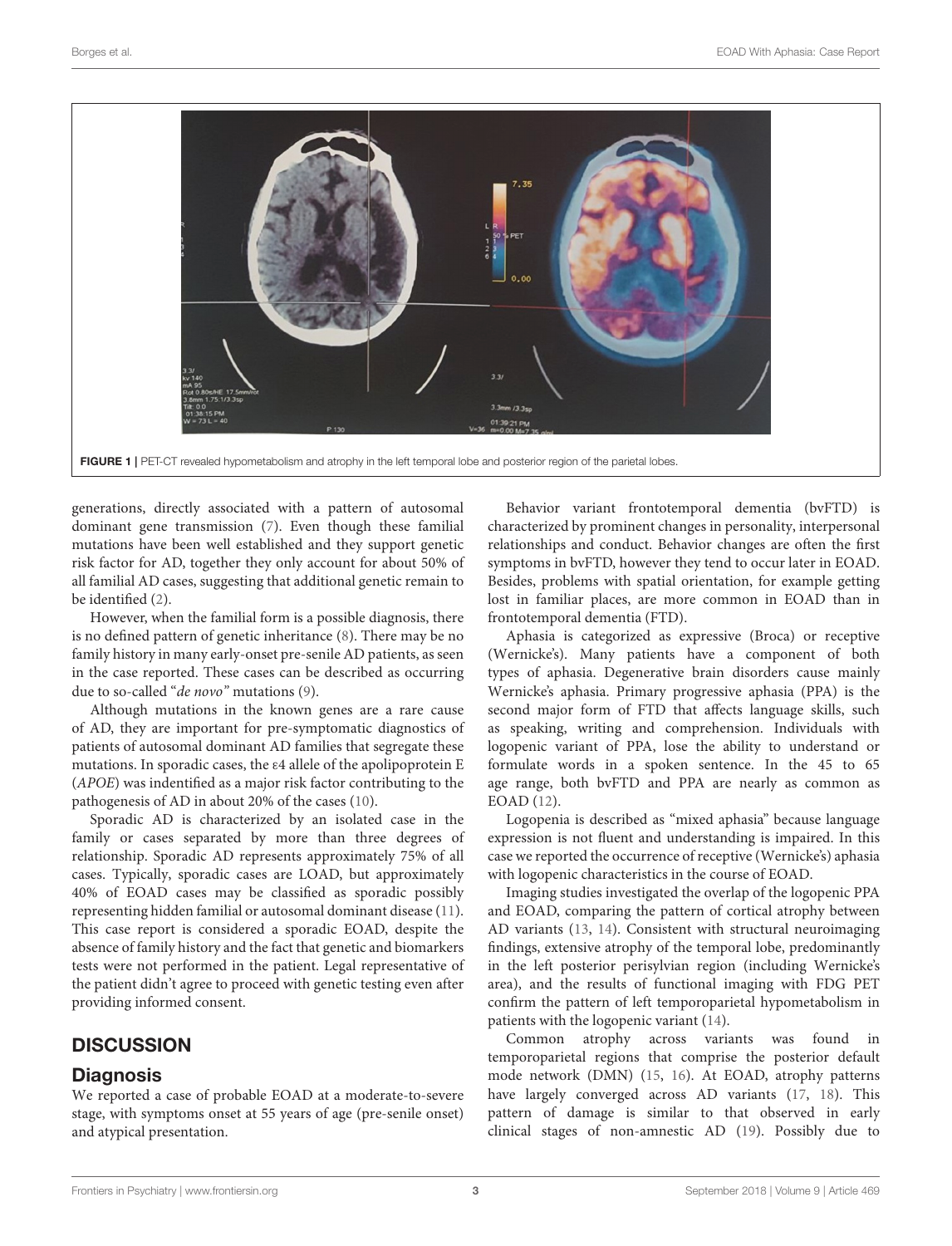FIGURE 1 | PET-CT revealed hypometabolism and atrophy in the left temporal lobe and posterior region of the parietal lobes.

generations, directly associated with a pattern of autosomal dominant gene transmission (7). Even though these familial mutations have been well established and they support genetic risk factor for AD, together they only account for about 50% of all familial AD cases, suggesting that additional genetic remain to be identified (2).

However, when the familial form is a possible diagnosis, there is no defined pattern of genetic inheritance (8). There may be no family history in many early-onset pre-senile AD patients, as seen in the case reported. These cases can be described as occurring due to so-called "*de novo"* mutations (9).

Although mutations in the known genes are a rare cause of AD, they are important for pre-symptomatic diagnostics of patients of autosomal dominant AD families that segregate these mutations. In sporadic cases, the ε4 allele of the apolipoprotein E (*APOE*) was indentified as a major risk factor contributing to the pathogenesis of AD in about 20% of the cases (10).

Sporadic AD is characterized by an isolated case in the family or cases separated by more than three degrees of relationship. Sporadic AD represents approximately 75% of all cases. Typically, sporadic cases are LOAD, but approximately 40% of EOAD cases may be classified as sporadic possibly representing hidden familial or autosomal dominant disease (11). This case report is considered a sporadic EOAD, despite the absence of family history and the fact that genetic and biomarkers tests were not performed in the patient. Legal representative of the patient didn't agree to proceed with genetic testing even after providing informed consent.

## DISCUSSION

### Diagnosis

We reported a case of probable EOAD at a moderate-to-severe stage, with symptoms onset at 55 years of age (pre-senile onset) and atypical presentation.

Behavior variant frontotemporal dementia (bvFTD) is characterized by prominent changes in personality, interpersonal relationships and conduct. Behavior changes are often the first symptoms in bvFTD, however they tend to occur later in EOAD. Besides, problems with spatial orientation, for example getting lost in familiar places, are more common in EOAD than in frontotemporal dementia (FTD).

Aphasia is categorized as expressive (Broca) or receptive (Wernicke's). Many patients have a component of both types of aphasia. Degenerative brain disorders cause mainly Wernicke's aphasia. Primary progressive aphasia (PPA) is the second major form of FTD that affects language skills, such as speaking, writing and comprehension. Individuals with logopenic variant of PPA, lose the ability to understand or formulate words in a spoken sentence. In the 45 to 65 age range, both bvFTD and PPA are nearly as common as EOAD (12).

Logopenia is described as "mixed aphasia" because language expression is not fluent and understanding is impaired. In this case we reported the occurrence of receptive (Wernicke's) aphasia with logopenic characteristics in the course of EOAD.

Imaging studies investigated the overlap of the logopenic PPA and EOAD, comparing the pattern of cortical atrophy between AD variants (13, 14). Consistent with structural neuroimaging findings, extensive atrophy of the temporal lobe, predominantly in the left posterior perisylvian region (including Wernicke's area), and the results of functional imaging with FDG PET confirm the pattern of left temporoparietal hypometabolism in patients with the logopenic variant (14).

Common atrophy across variants was found in temporoparietal regions that comprise the posterior default mode network (DMN) (15, 16). At EOAD, atrophy patterns have largely converged across AD variants (17, 18). This pattern of damage is similar to that observed in early clinical stages of non-amnestic AD (19). Possibly due to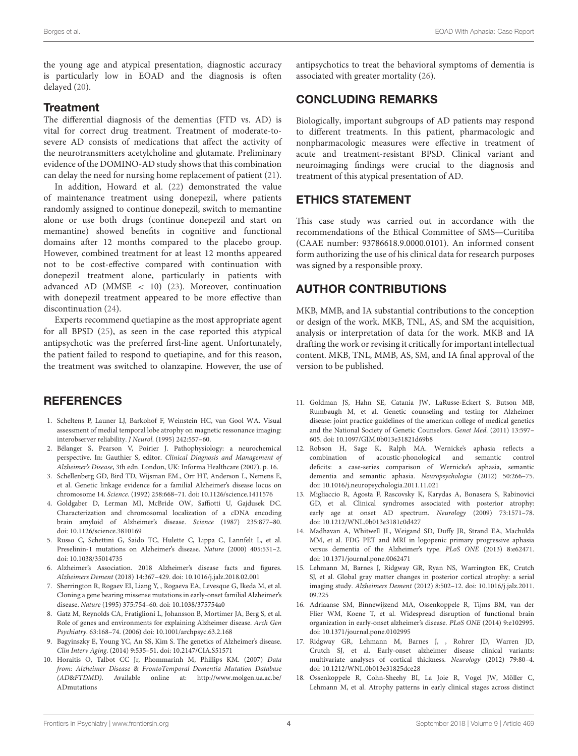the young age and atypical presentation, diagnostic accuracy is particularly low in EOAD and the diagnosis is often delayed (20).

### Treatment

The differential diagnosis of the dementias (FTD vs. AD) is vital for correct drug treatment. Treatment of moderate-to-severe AD consists of medications that affect the activity of the neurotransmitters acetylcholine and glutamate. Preliminary evidence of the DOMINO-AD study shows that this combination can delay the need for nursing home replacement of patient (21).

In addition, Howard et al. (22) demonstrated the value of maintenance treatment using donepezil, where patients randomly assigned to continue donepezil, switch to memantine alone or use both drugs (continue donepezil and start on memantine) showed benefits in cognitive and functional domains after 12 months compared to the placebo group. However, combined treatment for at least 12 months appeared not to be cost-effective compared with continuation with donepezil treatment alone, particularly in patients with advanced AD (MMSE < 10) (23). Moreover, continuation with donepezil treatment appeared to be more effective than discontinuation (24).

Experts recommend quetiapine as the most appropriate agent for all BPSD (25), as seen in the case reported this atypical antipsychotic was the preferred first-line agent. Unfortunately, the patient failed to respond to quetiapine, and for this reason, the treatment was switched to olanzapine. However, the use of antipsychotics to treat the behavioral symptoms of dementia is associated with greater mortality (26).

## CONCLUDING REMARKS

Biologically, important subgroups of AD patients may respond to different treatments. In this patient, pharmacologic and nonpharmacologic measures were effective in treatment of acute and treatment-resistant BPSD. Clinical variant and neuroimaging findings were crucial to the diagnosis and treatment of this atypical presentation of AD.

## ETHICS STATEMENT

This case study was carried out in accordance with the recommendations of the Ethical Committee of SMS—Curitiba (CAAE number: 93786618.9.0000.0101). An informed consent form authorizing the use of his clinical data for research purposes was signed by a responsible proxy.

## AUTHOR CONTRIBUTIONS

MKB, MMB, and IA substantial contributions to the conception or design of the work. MKB, TNL, AS, and SM the acquisition, analysis or interpretation of data for the work. MKB and IA drafting the work or revising it critically for important intellectual content. MKB, TNL, MMB, AS, SM, and IA final approval of the version to be published.

## REFERENCES

1. Scheltens P, Launer LJ, Barkohof F, Weinstein HC, van Gool WA. Visual assessment of medial temporal lobe atrophy on magnetic ressonance imaging: interobserver reliability. *J Neurol.* (1995) 242:557–60.
2. Bélanger S, Pearson V, Poirier J. Pathophysiology: a neurochemical perspective. In: Gauthier S, editor. *Clinical Diagnosis and Management of Alzheimer's Disease*, 3th edn. London, UK: Informa Healthcare (2007). p. 16.
3. Schellenberg GD, Bird TD, Wijsman EM., Orr HT, Anderson L, Nemens E, et al. Genetic linkage evidence for a familial Alzheimer's disease locus on chromosome 14. *Science*. (1992) 258:668–71. doi: 10.1126/science.1411576
4. Goldgaber D, Lerman MI, McBride OW, Saffiotti U, Gajdusek DC. Characterization and chromosomal localization of a cDNA encoding brain amyloid of Alzheimer's disease. *Science* (1987) 235:877–80. doi: 10.1126/science.3810169
5. Russo C, Schettini G, Saido TC, Hulette C, Lippa C, Lannfelt L, et al. Preselinin-1 mutations on Alzheimer's disease. *Nature* (2000) 405:531–2. doi: 10.1038/35014735
6. Alzheimer's Association. 2018 Alzheimer's disease facts and figures. *Alzheimers Dement* (2018) 14:367–429. doi: 10.1016/j.jalz.2018.02.001
7. Sherrington R, Rogaev EI, Liang Y, , Rogaeva EA, Levesque G, Ikeda M, et al. Cloning a gene bearing missense mutations in early-onset familial Alzheimer's disease. *Nature* (1995) 375:754–60. doi: 10.1038/375754a0
8. Gatz M, Reynolds CA, Fratiglioni L, Johansson B, Mortimer JA, Berg S, et al. Role of genes and environments for explaining Alzheimer disease. *Arch Gen Psychiatry*. 63:168–74. (2006) doi: 10.1001/archpsyc.63.2.168
9. Bagyinszky E, Young YC, An SS, Kim S. The genetics of Alzheimer's disease. *Clin Interv Aging*. (2014) 9:535–51. doi: 10.2147/CIA.S51571
10. Horaitis O, Talbot CC Jr, Phommarinh M, Phillips KM. (2007) *Data from: Alzheimer Disease & FrontoTemporal Dementia Mutation Database (AD&FTDMD).* Available online at: http://www.molgen.ua.ac.be/ADmutations
11. Goldman JS, Hahn SE, Catania JW, LaRusse-Eckert S, Butson MB, Rumbaugh M, et al. Genetic counseling and testing for Alzheimer disease: joint practice guidelines of the american college of medical genetics and the National Society of Genetic Counselors. *Genet Med*. (2011) 13:597–605. doi: 10.1097/GIM.0b013e31821d69b8
12. Robson H, Sage K, Ralph MA. Wernicke's aphasia reflects a combination of acoustic-phonological and semantic control deficits: a case-series comparison of Wernicke's aphasia, semantic dementia and semantic aphasia. *Neuropsychologia* (2012) 50:266–75. doi: 10.1016/j.neuropsychologia.2011.11.021
13. Migliaccio R, Agosta F, Rascovsky K, Karydas A, Bonasera S, Rabinovici GD, et al. Clinical syndromes associated with posterior atrophy: early age at onset AD spectrum. *Neurology* (2009) 73:1571–78. doi: 10.1212/WNL.0b013e3181c0d427
14. Madhavan A, Whitwell JL, Weigand SD, Duffy JR, Strand EA, Machulda MM, et al. FDG PET and MRI in logopenic primary progressive aphasia versus dementia of the Alzheimer's type. *PLoS ONE* (2013) 8:e62471. doi: 10.1371/journal.pone.0062471
15. Lehmann M, Barnes J, Ridgway GR, Ryan NS, Warrington EK, Crutch SJ, et al. Global gray matter changes in posterior cortical atrophy: a serial imaging study. *Alzheimers Dement* (2012) 8:502–12. doi: 10.1016/j.jalz.2011.09.225
16. Adriaanse SM, Binnewijzend MA, Ossenkoppele R, Tijms BM, van der Flier WM, Koene T, et al. Widespread disruption of functional brain organization in early-onset alzheimer's disease. *PLoS ONE* (2014) 9:e102995. doi: 10.1371/journal.pone.0102995
17. Ridgway GR, Lehmann M, Barnes J, , Rohrer JD, Warren JD, Crutch SJ, et al. Early-onset alzheimer disease clinical variants: multivariate analyses of cortical thickness. *Neurology* (2012) 79:80–4. doi: 10.1212/WNL.0b013e31825dce28
18. Ossenkoppele R, Cohn-Sheehy BI, La Joie R, Vogel JW, Möller C, Lehmann M, et al. Atrophy patterns in early clinical stages across distinct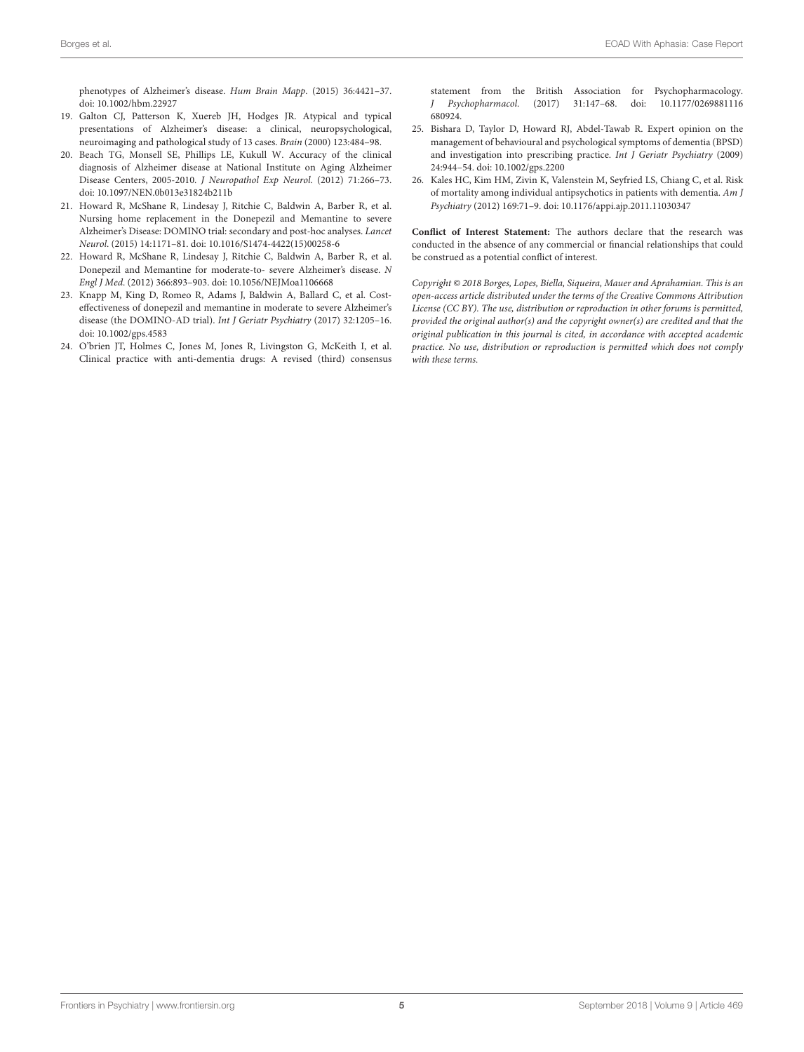phenotypes of Alzheimer's disease. *Hum Brain Mapp*. (2015) 36:4421–37. doi: 10.1002/hbm.22927

19. Galton CJ, Patterson K, Xuereb JH, Hodges JR. Atypical and typical presentations of Alzheimer's disease: a clinical, neuropsychological, neuroimaging and pathological study of 13 cases. *Brain* (2000) 123:484–98.
20. Beach TG, Monsell SE, Phillips LE, Kukull W. Accuracy of the clinical diagnosis of Alzheimer disease at National Institute on Aging Alzheimer Disease Centers, 2005-2010. *J Neuropathol Exp Neurol*. (2012) 71:266–73. doi: 10.1097/NEN.0b013e31824b211b
21. Howard R, McShane R, Lindesay J, Ritchie C, Baldwin A, Barber R, et al. Nursing home replacement in the Donepezil and Memantine to severe Alzheimer's Disease: DOMINO trial: secondary and post-hoc analyses. *Lancet Neurol*. (2015) 14:1171–81. doi: 10.1016/S1474-4422(15)00258-6
22. Howard R, McShane R, Lindesay J, Ritchie C, Baldwin A, Barber R, et al. Donepezil and Memantine for moderate-to- severe Alzheimer's disease. *N Engl J Med*. (2012) 366:893–903. doi: 10.1056/NEJMoa1106668
23. Knapp M, King D, Romeo R, Adams J, Baldwin A, Ballard C, et al. Cost-effectiveness of donepezil and memantine in moderate to severe Alzheimer's disease (the DOMINO-AD trial). *Int J Geriatr Psychiatry* (2017) 32:1205–16. doi: 10.1002/gps.4583
24. O'brien JT, Holmes C, Jones M, Jones R, Livingston G, McKeith I, et al. Clinical practice with anti-dementia drugs: A revised (third) consensus statement from the British Association for Psychopharmacology. *J Psychopharmacol*. (2017) 31:147–68. doi: 10.1177/0269881116680924.
25. Bishara D, Taylor D, Howard RJ, Abdel-Tawab R. Expert opinion on the management of behavioural and psychological symptoms of dementia (BPSD) and investigation into prescribing practice. *Int J Geriatr Psychiatry* (2009) 24:944–54. doi: 10.1002/gps.2200
26. Kales HC, Kim HM, Zivin K, Valenstein M, Seyfried LS, Chiang C, et al. Risk of mortality among individual antipsychotics in patients with dementia. *Am J Psychiatry* (2012) 169:71–9. doi: 10.1176/appi.ajp.2011.11030347

**Conflict of Interest Statement:** The authors declare that the research was conducted in the absence of any commercial or financial relationships that could be construed as a potential conflict of interest.

*Copyright © 2018 Borges, Lopes, Biella, Siqueira, Mauer and Aprahamian. This is an open-access article distributed under the terms of the Creative Commons Attribution License (CC BY). The use, distribution or reproduction in other forums is permitted, provided the original author(s) and the copyright owner(s) are credited and that the original publication in this journal is cited, in accordance with accepted academic practice. No use, distribution or reproduction is permitted which does not comply with these terms.*